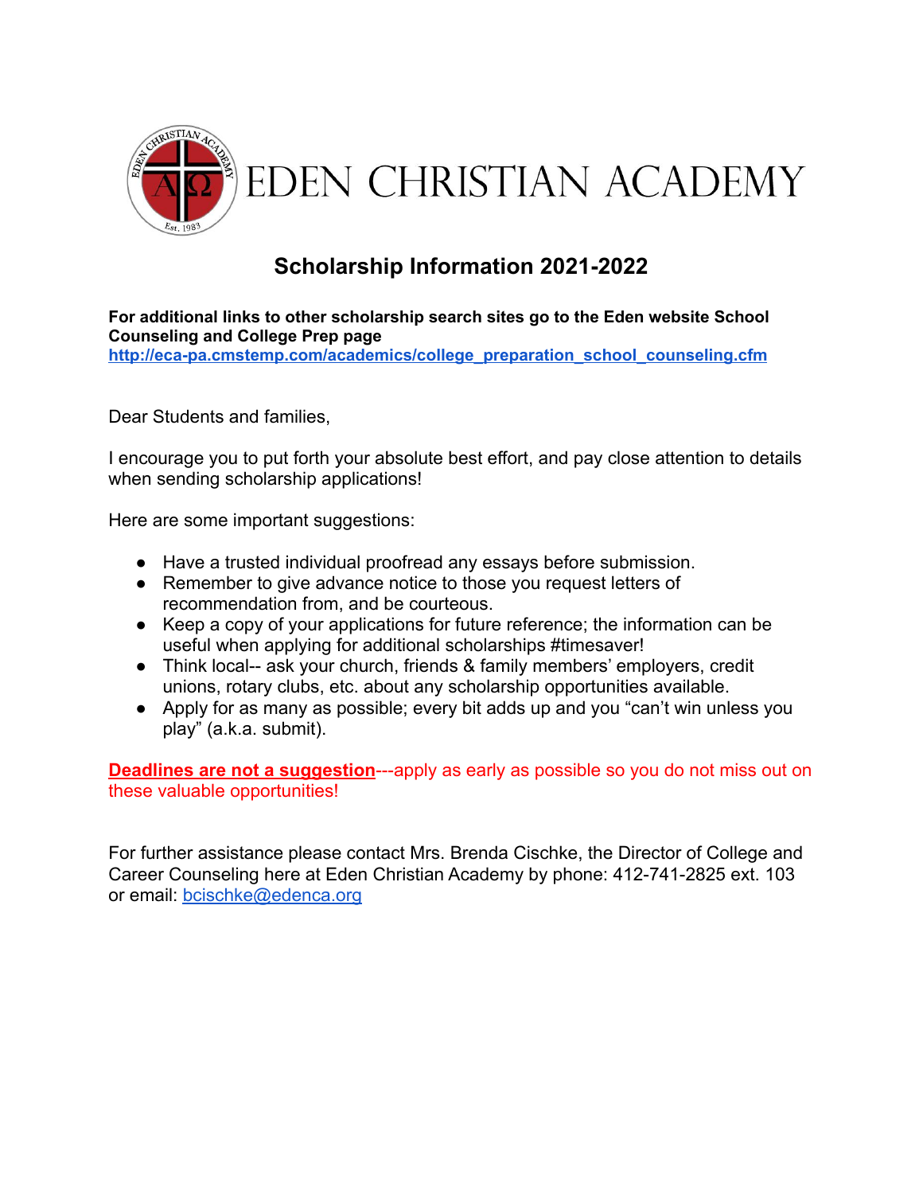# EDEN CHRISTIAN ACADEMY

## Scholarship Information 2021-2022

**For additional links to other scholarship search sites go to the Eden website School Counseling and College Prep page**
**http://eca-pa.cmstemp.com/academics/college_preparation_school_counseling.cfm**

Dear Students and families,

I encourage you to put forth your absolute best effort, and pay close attention to details when sending scholarship applications!

Here are some important suggestions:

- Have a trusted individual proofread any essays before submission.
- Remember to give advance notice to those you request letters of recommendation from, and be courteous.
- Keep a copy of your applications for future reference; the information can be useful when applying for additional scholarships #timesaver!
- Think local-- ask your church, friends & family members' employers, credit unions, rotary clubs, etc. about any scholarship opportunities available.
- Apply for as many as possible; every bit adds up and you "can't win unless you play" (a.k.a. submit).

**Deadlines are not a suggestion**---apply as early as possible so you do not miss out on these valuable opportunities!

For further assistance please contact Mrs. Brenda Cischke, the Director of College and Career Counseling here at Eden Christian Academy by phone: 412-741-2825 ext. 103 or email: bcischke@edenca.org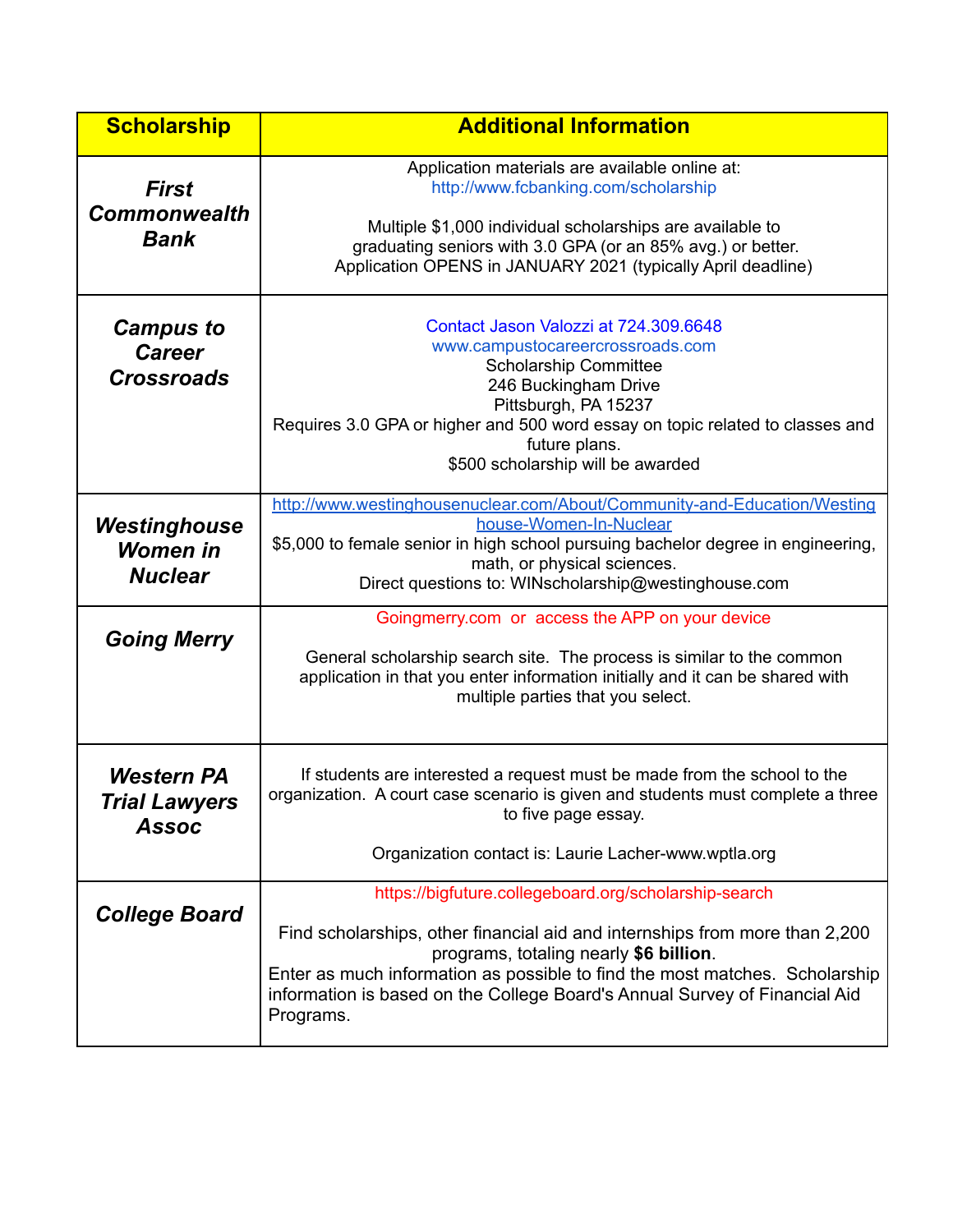| Scholarship | Additional Information |
| --- | --- |
| ***First Commonwealth Bank*** | Application materials are available online at: http://www.fcbanking.com/scholarship<br><br>Multiple $1,000 individual scholarships are available to graduating seniors with 3.0 GPA (or an 85% avg.) or better. Application OPENS in JANUARY 2021 (typically April deadline) |
| ***Campus to Career Crossroads*** | Contact Jason Valozzi at 724.309.6648<br>www.campustocareercrossroads.com<br>Scholarship Committee<br>246 Buckingham Drive<br>Pittsburgh, PA 15237<br>Requires 3.0 GPA or higher and 500 word essay on topic related to classes and future plans.<br>$500 scholarship will be awarded |
| ***Westinghouse Women in Nuclear*** | http://www.westinghousenuclear.com/About/Community-and-Education/Westinghouse-Women-In-Nuclear<br>$5,000 to female senior in high school pursuing bachelor degree in engineering, math, or physical sciences.<br>Direct questions to: WINscholarship@westinghouse.com |
| ***Going Merry*** | Goingmerry.com or access the APP on your device<br><br>General scholarship search site. The process is similar to the common application in that you enter information initially and it can be shared with multiple parties that you select. |
| ***Western PA Trial Lawyers Assoc*** | If students are interested a request must be made from the school to the organization. A court case scenario is given and students must complete a three to five page essay.<br><br>Organization contact is: Laurie Lacher-www.wptla.org |
| ***College Board*** | https://bigfuture.collegeboard.org/scholarship-search<br><br>Find scholarships, other financial aid and internships from more than 2,200 programs, totaling nearly **$6 billion**.<br>Enter as much information as possible to find the most matches. Scholarship information is based on the College Board's Annual Survey of Financial Aid Programs. |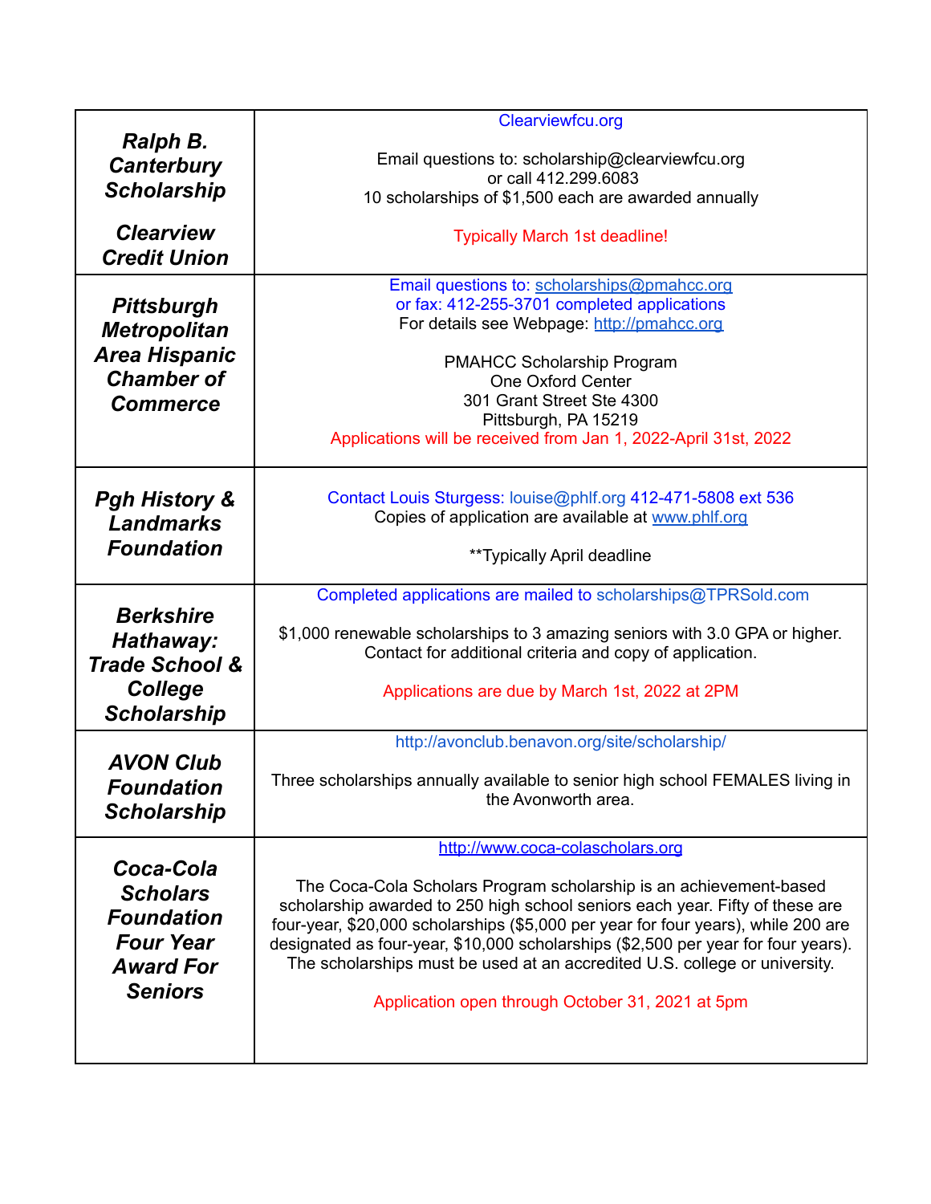| | |
|---|---|
| ***Ralph B. Canterbury Scholarship***<br><br>***Clearview Credit Union*** | Clearviewfcu.org<br><br>Email questions to: scholarship@clearviewfcu.org<br>or call 412.299.6083<br>10 scholarships of $1,500 each are awarded annually<br><br>Typically March 1st deadline! |
| ***Pittsburgh Metropolitan Area Hispanic Chamber of Commerce*** | Email questions to: scholarships@pmahcc.org<br>or fax: 412-255-3701 completed applications<br>For details see Webpage: http://pmahcc.org<br><br>PMAHCC Scholarship Program<br>One Oxford Center<br>301 Grant Street Ste 4300<br>Pittsburgh, PA 15219<br>Applications will be received from Jan 1, 2022-April 31st, 2022 |
| ***Pgh History & Landmarks Foundation*** | Contact Louis Sturgess: louise@phlf.org 412-471-5808 ext 536<br>Copies of application are available at www.phlf.org<br><br>**Typically April deadline |
| ***Berkshire Hathaway: Trade School & College Scholarship*** | Completed applications are mailed to scholarships@TPRSold.com<br><br>$1,000 renewable scholarships to 3 amazing seniors with 3.0 GPA or higher. Contact for additional criteria and copy of application.<br><br>Applications are due by March 1st, 2022 at 2PM |
| ***AVON Club Foundation Scholarship*** | http://avonclub.benavon.org/site/scholarship/<br><br>Three scholarships annually available to senior high school FEMALES living in the Avonworth area. |
| ***Coca-Cola Scholars Foundation Four Year Award For Seniors*** | http://www.coca-colascholars.org<br><br>The Coca-Cola Scholars Program scholarship is an achievement-based scholarship awarded to 250 high school seniors each year. Fifty of these are four-year, $20,000 scholarships ($5,000 per year for four years), while 200 are designated as four-year, $10,000 scholarships ($2,500 per year for four years). The scholarships must be used at an accredited U.S. college or university.<br><br>Application open through October 31, 2021 at 5pm |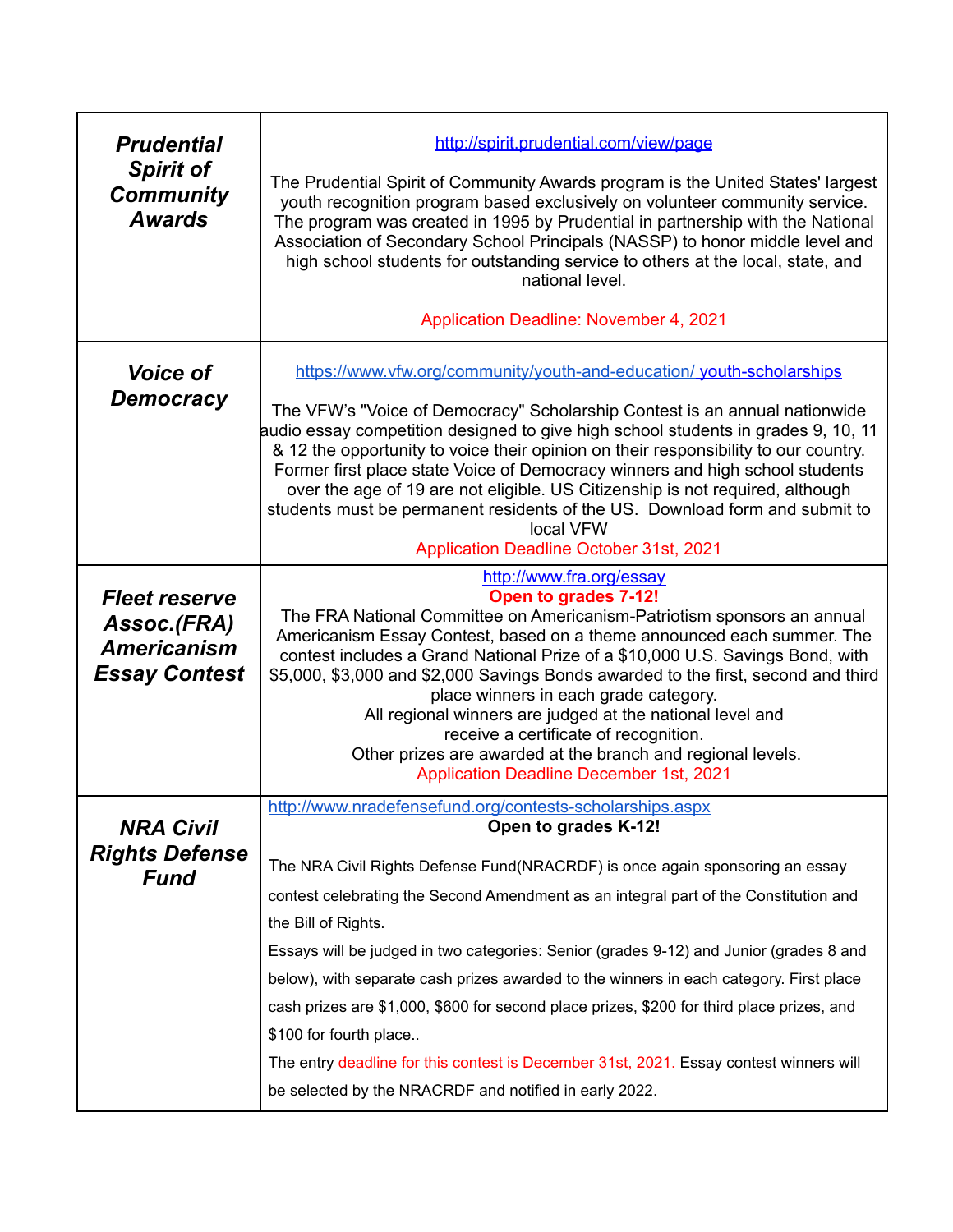| | |
|---|---|
| ***Prudential Spirit of Community Awards*** | http://spirit.prudential.com/view/page<br><br>The Prudential Spirit of Community Awards program is the United States' largest youth recognition program based exclusively on volunteer community service. The program was created in 1995 by Prudential in partnership with the National Association of Secondary School Principals (NASSP) to honor middle level and high school students for outstanding service to others at the local, state, and national level.<br><br>Application Deadline: November 4, 2021 |
| ***Voice of Democracy*** | https://www.vfw.org/community/youth-and-education/ youth-scholarships<br><br>The VFW's "Voice of Democracy" Scholarship Contest is an annual nationwide audio essay competition designed to give high school students in grades 9, 10, 11 & 12 the opportunity to voice their opinion on their responsibility to our country. Former first place state Voice of Democracy winners and high school students over the age of 19 are not eligible. US Citizenship is not required, although students must be permanent residents of the US. Download form and submit to local VFW<br>Application Deadline October 31st, 2021 |
| ***Fleet reserve Assoc.(FRA) Americanism Essay Contest*** | http://www.fra.org/essay<br>**Open to grades 7-12!**<br>The FRA National Committee on Americanism-Patriotism sponsors an annual Americanism Essay Contest, based on a theme announced each summer. The contest includes a Grand National Prize of a $10,000 U.S. Savings Bond, with $5,000, $3,000 and $2,000 Savings Bonds awarded to the first, second and third place winners in each grade category.<br>All regional winners are judged at the national level and receive a certificate of recognition.<br>Other prizes are awarded at the branch and regional levels.<br>Application Deadline December 1st, 2021 |
| ***NRA Civil Rights Defense Fund*** | http://www.nradefensefund.org/contests-scholarships.aspx<br>**Open to grades K-12!**<br><br>The NRA Civil Rights Defense Fund(NRACRDF) is once again sponsoring an essay contest celebrating the Second Amendment as an integral part of the Constitution and the Bill of Rights.<br>Essays will be judged in two categories: Senior (grades 9-12) and Junior (grades 8 and below), with separate cash prizes awarded to the winners in each category. First place cash prizes are $1,000, $600 for second place prizes, $200 for third place prizes, and $100 for fourth place..<br>The entry deadline for this contest is December 31st, 2021. Essay contest winners will be selected by the NRACRDF and notified in early 2022. |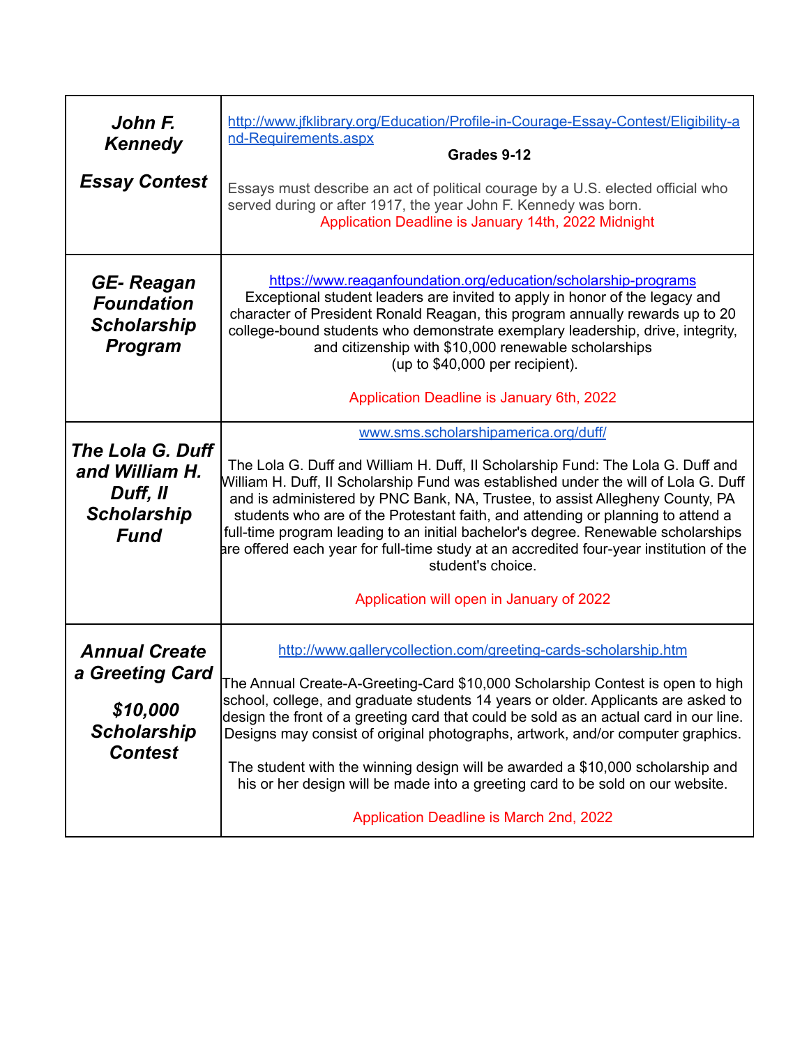| | |
|---|---|
| ***John F. Kennedy*** <br><br> ***Essay Contest*** | http://www.jfklibrary.org/Education/Profile-in-Courage-Essay-Contest/Eligibility-and-Requirements.aspx <br> **Grades 9-12** <br><br> Essays must describe an act of political courage by a U.S. elected official who served during or after 1917, the year John F. Kennedy was born. <br> Application Deadline is January 14th, 2022 Midnight |
| ***GE- Reagan Foundation Scholarship Program*** | https://www.reaganfoundation.org/education/scholarship-programs <br> Exceptional student leaders are invited to apply in honor of the legacy and character of President Ronald Reagan, this program annually rewards up to 20 college-bound students who demonstrate exemplary leadership, drive, integrity, and citizenship with $10,000 renewable scholarships (up to $40,000 per recipient). <br><br> Application Deadline is January 6th, 2022 |
| ***The Lola G. Duff and William H. Duff, II Scholarship Fund*** | www.sms.scholarshipamerica.org/duff/ <br><br> The Lola G. Duff and William H. Duff, II Scholarship Fund: The Lola G. Duff and William H. Duff, II Scholarship Fund was established under the will of Lola G. Duff and is administered by PNC Bank, NA, Trustee, to assist Allegheny County, PA students who are of the Protestant faith, and attending or planning to attend a full-time program leading to an initial bachelor's degree. Renewable scholarships are offered each year for full-time study at an accredited four-year institution of the student's choice. <br><br> Application will open in January of 2022 |
| ***Annual Create a Greeting Card*** <br><br> ***$10,000 Scholarship Contest*** | http://www.gallerycollection.com/greeting-cards-scholarship.htm <br><br> The Annual Create-A-Greeting-Card $10,000 Scholarship Contest is open to high school, college, and graduate students 14 years or older. Applicants are asked to design the front of a greeting card that could be sold as an actual card in our line. Designs may consist of original photographs, artwork, and/or computer graphics. <br><br> The student with the winning design will be awarded a $10,000 scholarship and his or her design will be made into a greeting card to be sold on our website. <br><br> Application Deadline is March 2nd, 2022 |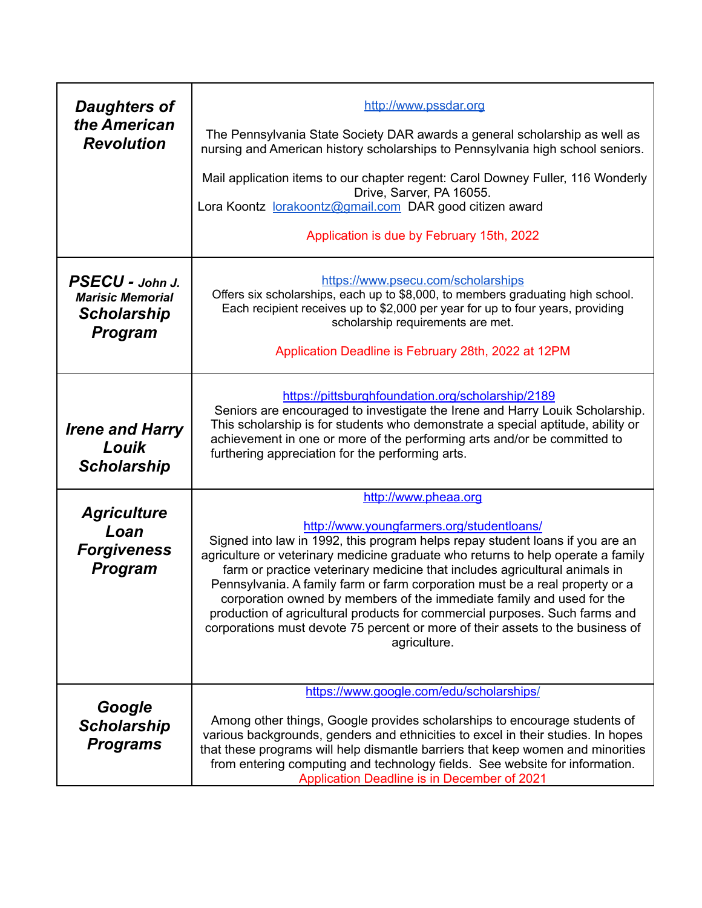| | |
|---|---|
| ***Daughters of the American Revolution*** | http://www.pssdar.org<br><br>The Pennsylvania State Society DAR awards a general scholarship as well as nursing and American history scholarships to Pennsylvania high school seniors.<br><br>Mail application items to our chapter regent: Carol Downey Fuller, 116 Wonderly Drive, Sarver, PA 16055.<br>Lora Koontz lorakoontz@gmail.com DAR good citizen award<br><br>Application is due by February 15th, 2022 |
| ***PSECU - John J. Marisic Memorial Scholarship Program*** | https://www.psecu.com/scholarships<br>Offers six scholarships, each up to $8,000, to members graduating high school. Each recipient receives up to $2,000 per year for up to four years, providing scholarship requirements are met.<br><br>Application Deadline is February 28th, 2022 at 12PM |
| ***Irene and Harry Louik Scholarship*** | https://pittsburghfoundation.org/scholarship/2189<br>Seniors are encouraged to investigate the Irene and Harry Louik Scholarship. This scholarship is for students who demonstrate a special aptitude, ability or achievement in one or more of the performing arts and/or be committed to furthering appreciation for the performing arts. |
| ***Agriculture Loan Forgiveness Program*** | http://www.pheaa.org<br><br>http://www.youngfarmers.org/studentloans/<br>Signed into law in 1992, this program helps repay student loans if you are an agriculture or veterinary medicine graduate who returns to help operate a family farm or practice veterinary medicine that includes agricultural animals in Pennsylvania. A family farm or farm corporation must be a real property or a corporation owned by members of the immediate family and used for the production of agricultural products for commercial purposes. Such farms and corporations must devote 75 percent or more of their assets to the business of agriculture. |
| ***Google Scholarship Programs*** | https://www.google.com/edu/scholarships/<br><br>Among other things, Google provides scholarships to encourage students of various backgrounds, genders and ethnicities to excel in their studies. In hopes that these programs will help dismantle barriers that keep women and minorities from entering computing and technology fields. See website for information.<br>Application Deadline is in December of 2021 |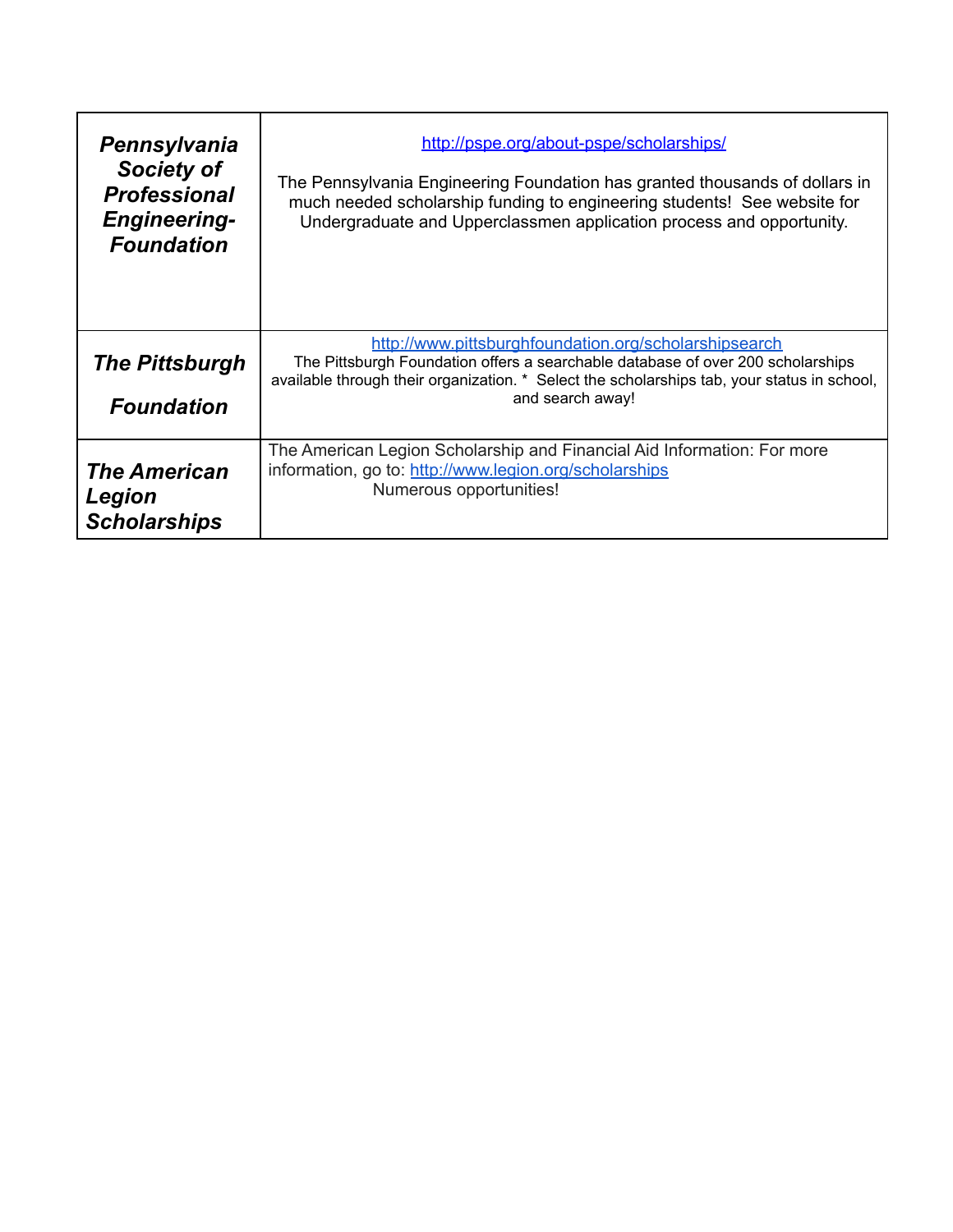| | |
|---|---|
| ***Pennsylvania Society of Professional Engineering-Foundation*** | http://pspe.org/about-pspe/scholarships/ <br><br> The Pennsylvania Engineering Foundation has granted thousands of dollars in much needed scholarship funding to engineering students! See website for Undergraduate and Upperclassmen application process and opportunity. |
| ***The Pittsburgh Foundation*** | http://www.pittsburghfoundation.org/scholarshipsearch <br> The Pittsburgh Foundation offers a searchable database of over 200 scholarships available through their organization. * Select the scholarships tab, your status in school, and search away! |
| ***The American Legion Scholarships*** | The American Legion Scholarship and Financial Aid Information: For more information, go to: http://www.legion.org/scholarships <br> Numerous opportunities! |